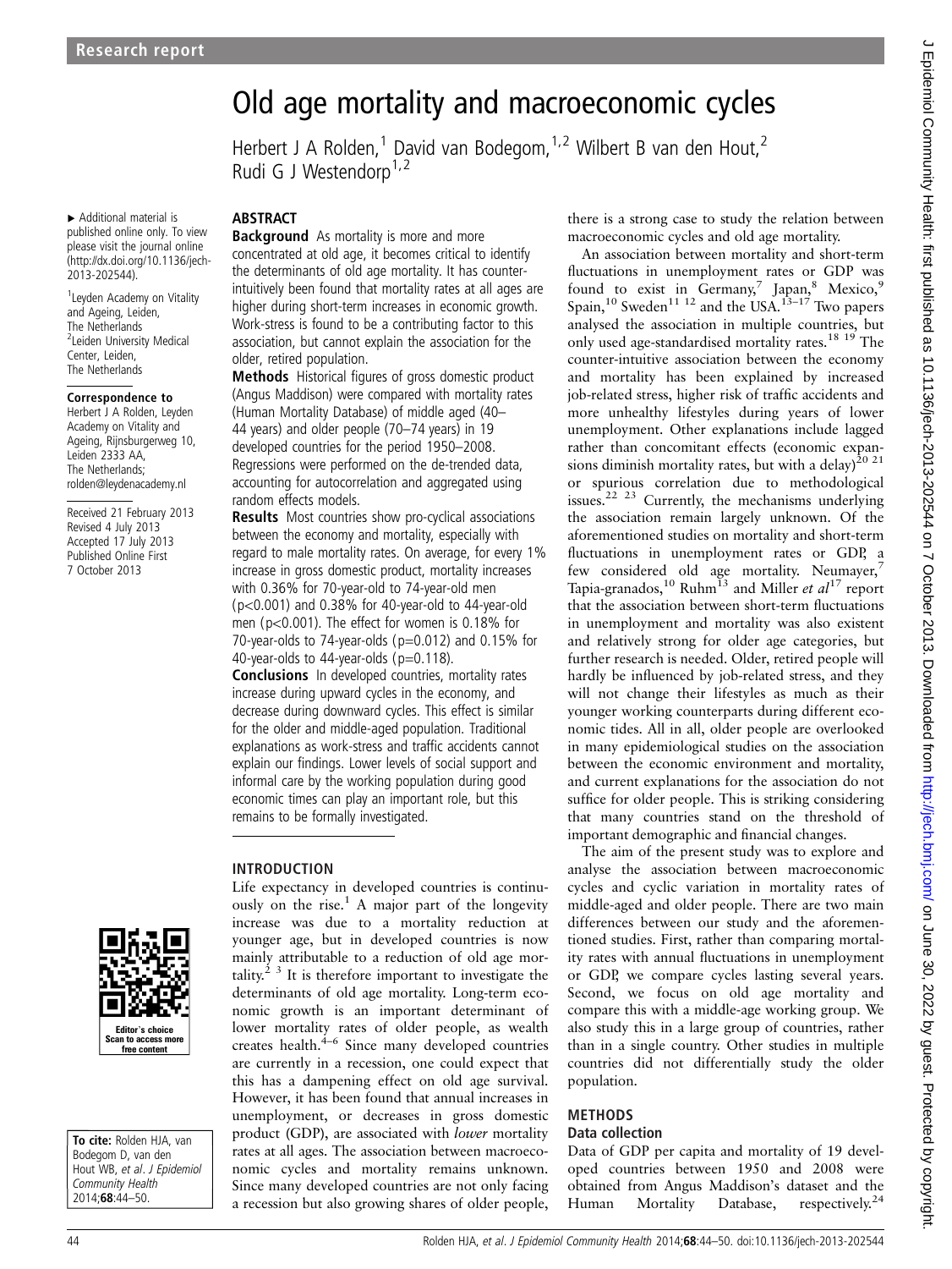# Old age mortality and macroeconomic cycles

Herbert J A Rolden,[1] David van Bodegom,[1,2] Wilbert B van den Hout,[2] Rudi G J Westendorp[1,2]

▸ Additional material is published online only. To view please visit the journal online (http://dx.doi.org/10.1136/jech-2013-202544).

[1]Leyden Academy on Vitality and Ageing, Leiden, The Netherlands
[2]Leiden University Medical Center, Leiden, The Netherlands

**Correspondence to**
Herbert J A Rolden, Leyden Academy on Vitality and Ageing, Rijnsburgerweg 10, Leiden 2333 AA, The Netherlands; rolden@leydenacademy.nl

Received 21 February 2013
Revised 4 July 2013
Accepted 17 July 2013
Published Online First
7 October 2013

**To cite:** Rolden HJA, van Bodegom D, van den Hout WB, *et al. J Epidemiol Community Health* 2014;**68**:44–50.

## ABSTRACT

**Background** As mortality is more and more concentrated at old age, it becomes critical to identify the determinants of old age mortality. It has counter-intuitively been found that mortality rates at all ages are higher during short-term increases in economic growth. Work-stress is found to be a contributing factor to this association, but cannot explain the association for the older, retired population.

**Methods** Historical figures of gross domestic product (Angus Maddison) were compared with mortality rates (Human Mortality Database) of middle aged (40–44 years) and older people (70–74 years) in 19 developed countries for the period 1950–2008. Regressions were performed on the de-trended data, accounting for autocorrelation and aggregated using random effects models.

**Results** Most countries show pro-cyclical associations between the economy and mortality, especially with regard to male mortality rates. On average, for every 1% increase in gross domestic product, mortality increases with 0.36% for 70-year-old to 74-year-old men ($p<0.001$) and 0.38% for 40-year-old to 44-year-old men ($p<0.001$). The effect for women is 0.18% for 70-year-olds to 74-year-olds ($p=0.012$) and 0.15% for 40-year-olds to 44-year-olds ($p=0.118$).

**Conclusions** In developed countries, mortality rates increase during upward cycles in the economy, and decrease during downward cycles. This effect is similar for the older and middle-aged population. Traditional explanations as work-stress and traffic accidents cannot explain our findings. Lower levels of social support and informal care by the working population during good economic times can play an important role, but this remains to be formally investigated.

## INTRODUCTION

Life expectancy in developed countries is continuously on the rise.[1] A major part of the longevity increase was due to a mortality reduction at younger age, but in developed countries is now mainly attributable to a reduction of old age mortality.[2 3] It is therefore important to investigate the determinants of old age mortality. Long-term economic growth is an important determinant of lower mortality rates of older people, as wealth creates health.[4–6] Since many developed countries are currently in a recession, one could expect that this has a dampening effect on old age survival. However, it has been found that annual increases in unemployment, or decreases in gross domestic product (GDP), are associated with *lower* mortality rates at all ages. The association between macroeconomic cycles and mortality remains unknown. Since many developed countries are not only facing a recession but also growing shares of older people, there is a strong case to study the relation between macroeconomic cycles and old age mortality.

An association between mortality and short-term fluctuations in unemployment rates or GDP was found to exist in Germany,[7] Japan,[8] Mexico,[9] Spain,[10] Sweden[11 12] and the USA.[13–17] Two papers analysed the association in multiple countries, but only used age-standardised mortality rates.[18 19] The counter-intuitive association between the economy and mortality has been explained by increased job-related stress, higher risk of traffic accidents and more unhealthy lifestyles during years of lower unemployment. Other explanations include lagged rather than concomitant effects (economic expansions diminish mortality rates, but with a delay)[20 21] or spurious correlation due to methodological issues.[22 23] Currently, the mechanisms underlying the association remain largely unknown. Of the aforementioned studies on mortality and short-term fluctuations in unemployment rates or GDP, a few considered old age mortality. Neumayer,[7] Tapia-granados,[10] Ruhm[13] and Miller *et al*[17] report that the association between short-term fluctuations in unemployment and mortality was also existent and relatively strong for older age categories, but further research is needed. Older, retired people will hardly be influenced by job-related stress, and they will not change their lifestyles as much as their younger working counterparts during different economic tides. All in all, older people are overlooked in many epidemiological studies on the association between the economic environment and mortality, and current explanations for the association do not suffice for older people. This is striking considering that many countries stand on the threshold of important demographic and financial changes.

The aim of the present study was to explore and analyse the association between macroeconomic cycles and cyclic variation in mortality rates of middle-aged and older people. There are two main differences between our study and the aforementioned studies. First, rather than comparing mortality rates with annual fluctuations in unemployment or GDP, we compare cycles lasting several years. Second, we focus on old age mortality and compare this with a middle-age working group. We also study this in a large group of countries, rather than in a single country. Other studies in multiple countries did not differentially study the older population.

## METHODS

### Data collection

Data of GDP per capita and mortality of 19 developed countries between 1950 and 2008 were obtained from Angus Maddison's dataset and the Human Mortality Database, respectively.[24]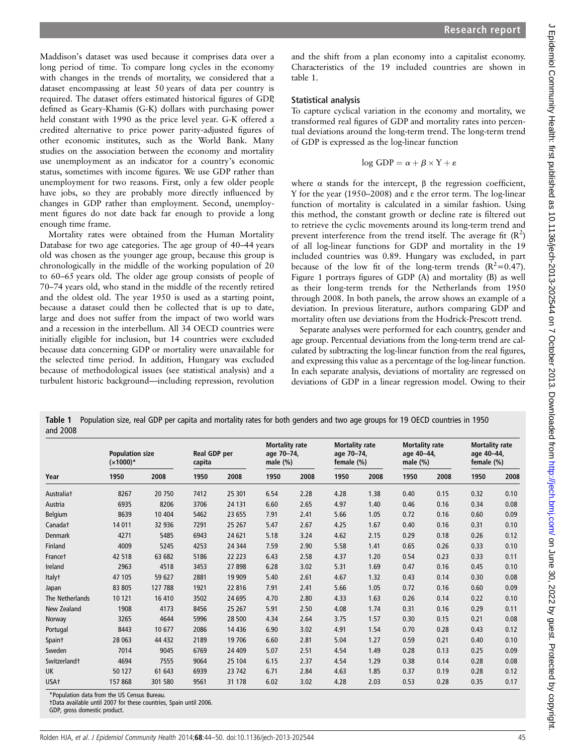Maddison's dataset was used because it comprises data over a long period of time. To compare long cycles in the economy with changes in the trends of mortality, we considered that a dataset encompassing at least 50 years of data per country is required. The dataset offers estimated historical figures of GDP, defined as Geary-Khamis (G-K) dollars with purchasing power held constant with 1990 as the price level year. G-K offered a credited alternative to price power parity-adjusted figures of other economic institutes, such as the World Bank. Many studies on the association between the economy and mortality use unemployment as an indicator for a country's economic status, sometimes with income figures. We use GDP rather than unemployment for two reasons. First, only a few older people have jobs, so they are probably more directly influenced by changes in GDP rather than employment. Second, unemployment figures do not date back far enough to provide a long enough time frame.

Mortality rates were obtained from the Human Mortality Database for two age categories. The age group of 40–44 years old was chosen as the younger age group, because this group is chronologically in the middle of the working population of 20 to 60–65 years old. The older age group consists of people of 70–74 years old, who stand in the middle of the recently retired and the oldest old. The year 1950 is used as a starting point, because a dataset could then be collected that is up to date, large and does not suffer from the impact of two world wars and a recession in the interbellum. All 34 OECD countries were initially eligible for inclusion, but 14 countries were excluded because data concerning GDP or mortality were unavailable for the selected time period. In addition, Hungary was excluded because of methodological issues (see statistical analysis) and a turbulent historic background—including repression, revolution and the shift from a plan economy into a capitalist economy. Characteristics of the 19 included countries are shown in table 1.

## Statistical analysis

To capture cyclical variation in the economy and mortality, we transformed real figures of GDP and mortality rates into percentual deviations around the long-term trend. The long-term trend of GDP is expressed as the log-linear function

$$\log \text{GDP} = \alpha + \beta \times \text{Y} + \varepsilon$$

where α stands for the intercept, β the regression coefficient, Y for the year (1950–2008) and ε the error term. The log-linear function of mortality is calculated in a similar fashion. Using this method, the constant growth or decline rate is filtered out to retrieve the cyclic movements around its long-term trend and prevent interference from the trend itself. The average fit ($R^2$) of all log-linear functions for GDP and mortality in the 19 included countries was 0.89. Hungary was excluded, in part because of the low fit of the long-term trends ($R^2$=0.47). Figure 1 portrays figures of GDP (A) and mortality (B) as well as their long-term trends for the Netherlands from 1950 through 2008. In both panels, the arrow shows an example of a deviation. In previous literature, authors comparing GDP and mortality often use deviations from the Hodrick-Prescott trend.

Separate analyses were performed for each country, gender and age group. Percentual deviations from the long-term trend are calculated by subtracting the log-linear function from the real figures, and expressing this value as a percentage of the log-linear function. In each separate analysis, deviations of mortality are regressed on deviations of GDP in a linear regression model. Owing to their

**Table 1** Population size, real GDP per capita and mortality rates for both genders and two age groups for 19 OECD countries in 1950 and 2008

| | Population size (×1000)* | | Real GDP per capita | | Mortality rate age 70–74, male (%) | | Mortality rate age 70–74, female (%) | | Mortality rate age 40–44, male (%) | | Mortality rate age 40–44, female (%) | |
|---|---|---|---|---|---|---|---|---|---|---|---|---|
| **Year** | **1950** | **2008** | **1950** | **2008** | **1950** | **2008** | **1950** | **2008** | **1950** | **2008** | **1950** | **2008** |
| Australia† | 8267 | 20 750 | 7412 | 25 301 | 6.54 | 2.28 | 4.28 | 1.38 | 0.40 | 0.15 | 0.32 | 0.10 |
| Austria | 6935 | 8206 | 3706 | 24 131 | 6.60 | 2.65 | 4.97 | 1.40 | 0.46 | 0.16 | 0.34 | 0.08 |
| Belgium | 8639 | 10 404 | 5462 | 23 655 | 7.91 | 2.41 | 5.66 | 1.05 | 0.72 | 0.16 | 0.60 | 0.09 |
| Canada† | 14 011 | 32 936 | 7291 | 25 267 | 5.47 | 2.67 | 4.25 | 1.67 | 0.40 | 0.16 | 0.31 | 0.10 |
| Denmark | 4271 | 5485 | 6943 | 24 621 | 5.18 | 3.24 | 4.62 | 2.15 | 0.29 | 0.18 | 0.26 | 0.12 |
| Finland | 4009 | 5245 | 4253 | 24 344 | 7.59 | 2.90 | 5.58 | 1.41 | 0.65 | 0.26 | 0.33 | 0.10 |
| France† | 42 518 | 63 682 | 5186 | 22 223 | 6.43 | 2.58 | 4.37 | 1.20 | 0.54 | 0.23 | 0.33 | 0.11 |
| Ireland | 2963 | 4518 | 3453 | 27 898 | 6.28 | 3.02 | 5.31 | 1.69 | 0.47 | 0.16 | 0.45 | 0.10 |
| Italy† | 47 105 | 59 627 | 2881 | 19 909 | 5.40 | 2.61 | 4.67 | 1.32 | 0.43 | 0.14 | 0.30 | 0.08 |
| Japan | 83 805 | 127 788 | 1921 | 22 816 | 7.91 | 2.41 | 5.66 | 1.05 | 0.72 | 0.16 | 0.60 | 0.09 |
| The Netherlands | 10 121 | 16 410 | 3502 | 24 695 | 4.70 | 2.80 | 4.33 | 1.63 | 0.26 | 0.14 | 0.22 | 0.10 |
| New Zealand | 1908 | 4173 | 8456 | 25 267 | 5.91 | 2.50 | 4.08 | 1.74 | 0.31 | 0.16 | 0.29 | 0.11 |
| Norway | 3265 | 4644 | 5996 | 28 500 | 4.34 | 2.64 | 3.75 | 1.57 | 0.30 | 0.15 | 0.21 | 0.08 |
| Portugal | 8443 | 10 677 | 2086 | 14 436 | 6.90 | 3.02 | 4.91 | 1.54 | 0.70 | 0.28 | 0.43 | 0.12 |
| Spain† | 28 063 | 44 432 | 2189 | 19 706 | 6.60 | 2.81 | 5.04 | 1.27 | 0.59 | 0.21 | 0.40 | 0.10 |
| Sweden | 7014 | 9045 | 6769 | 24 409 | 5.07 | 2.51 | 4.54 | 1.49 | 0.28 | 0.13 | 0.25 | 0.09 |
| Switzerland† | 4694 | 7555 | 9064 | 25 104 | 6.15 | 2.37 | 4.54 | 1.29 | 0.38 | 0.14 | 0.28 | 0.08 |
| UK | 50 127 | 61 643 | 6939 | 23 742 | 6.71 | 2.84 | 4.63 | 1.85 | 0.37 | 0.19 | 0.28 | 0.12 |
| USA† | 157 868 | 301 580 | 9561 | 31 178 | 6.02 | 3.02 | 4.28 | 2.03 | 0.53 | 0.28 | 0.35 | 0.17 |

*Population data from the US Census Bureau.
†Data available until 2007 for these countries, Spain until 2006.
GDP, gross domestic product.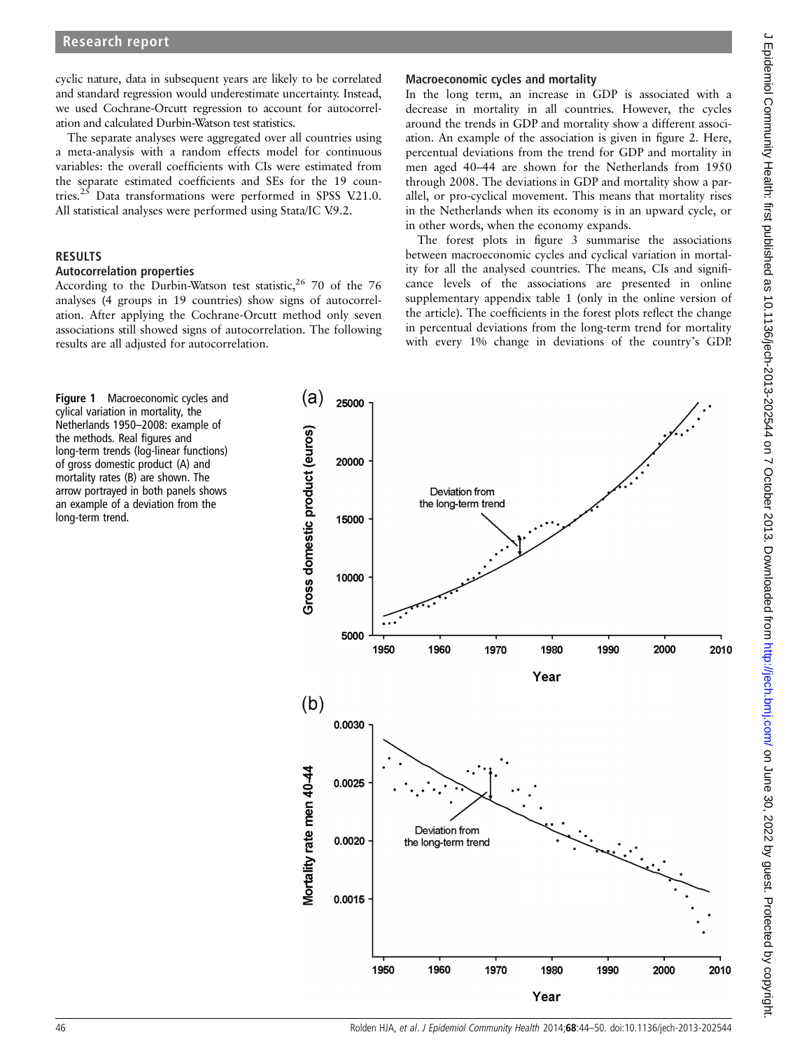cyclic nature, data in subsequent years are likely to be correlated and standard regression would underestimate uncertainty. Instead, we used Cochrane-Orcutt regression to account for autocorrelation and calculated Durbin-Watson test statistics.

The separate analyses were aggregated over all countries using a meta-analysis with a random effects model for continuous variables: the overall coefficients with CIs were estimated from the separate estimated coefficients and SEs for the 19 countries.[25] Data transformations were performed in SPSS V.21.0. All statistical analyses were performed using Stata/IC V.9.2.

## RESULTS

### Autocorrelation properties

According to the Durbin-Watson test statistic,[26] 70 of the 76 analyses (4 groups in 19 countries) show signs of autocorrelation. After applying the Cochrane-Orcutt method only seven associations still showed signs of autocorrelation. The following results are all adjusted for autocorrelation.

### Macroeconomic cycles and mortality

In the long term, an increase in GDP is associated with a decrease in mortality in all countries. However, the cycles around the trends in GDP and mortality show a different association. An example of the association is given in figure 2. Here, percentual deviations from the trend for GDP and mortality in men aged 40–44 are shown for the Netherlands from 1950 through 2008. The deviations in GDP and mortality show a parallel, or pro-cyclical movement. This means that mortality rises in the Netherlands when its economy is in an upward cycle, or in other words, when the economy expands.

The forest plots in figure 3 summarise the associations between macroeconomic cycles and cyclical variation in mortality for all the analysed countries. The means, CIs and significance levels of the associations are presented in online supplementary appendix table 1 (only in the online version of the article). The coefficients in the forest plots reflect the change in percentual deviations from the long-term trend for mortality with every 1% change in deviations of the country's GDP.

**Figure 1** Macroeconomic cycles and cylical variation in mortality, the Netherlands 1950–2008: example of the methods. Real figures and long-term trends (log-linear functions) of gross domestic product (A) and mortality rates (B) are shown. The arrow portrayed in both panels shows an example of a deviation from the long-term trend.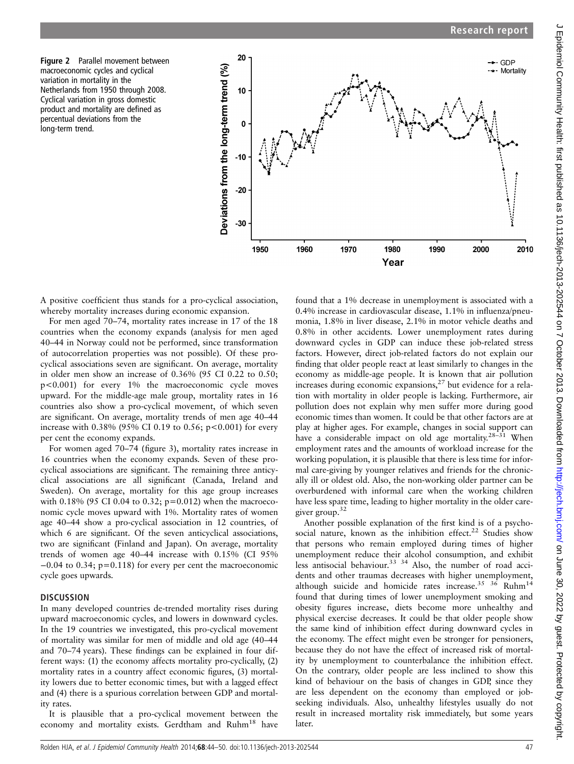**Figure 2** Parallel movement between macroeconomic cycles and cyclical variation in mortality in the Netherlands from 1950 through 2008. Cyclical variation in gross domestic product and mortality are defined as percentual deviations from the long-term trend.

A positive coefficient thus stands for a pro-cyclical association, whereby mortality increases during economic expansion.

For men aged 70–74, mortality rates increase in 17 of the 18 countries when the economy expands (analysis for men aged 40–44 in Norway could not be performed, since transformation of autocorrelation properties was not possible). Of these pro-cyclical associations seven are significant. On average, mortality in older men show an increase of 0.36% (95 CI 0.22 to 0.50; $p<0.001$) for every 1% the macroeconomic cycle moves upward. For the middle-age male group, mortality rates in 16 countries also show a pro-cyclical movement, of which seven are significant. On average, mortality trends of men age 40–44 increase with 0.38% (95% CI 0.19 to 0.56; $p<0.001$) for every per cent the economy expands.

For women aged 70–74 (figure 3), mortality rates increase in 16 countries when the economy expands. Seven of these pro-cyclical associations are significant. The remaining three anticyclical associations are all significant (Canada, Ireland and Sweden). On average, mortality for this age group increases with 0.18% (95 CI 0.04 to 0.32; $p=0.012$) when the macroeconomic cycle moves upward with 1%. Mortality rates of women age 40–44 show a pro-cyclical association in 12 countries, of which 6 are significant. Of the seven anticyclical associations, two are significant (Finland and Japan). On average, mortality trends of women age 40–44 increase with 0.15% (CI 95% −0.04 to 0.34; $p=0.118$) for every per cent the macroeconomic cycle goes upwards.

## DISCUSSION

In many developed countries de-trended mortality rises during upward macroeconomic cycles, and lowers in downward cycles. In the 19 countries we investigated, this pro-cyclical movement of mortality was similar for men of middle and old age (40–44 and 70–74 years). These findings can be explained in four different ways: (1) the economy affects mortality pro-cyclically, (2) mortality rates in a country affect economic figures, (3) mortality lowers due to better economic times, but with a lagged effect and (4) there is a spurious correlation between GDP and mortality rates.

It is plausible that a pro-cyclical movement between the economy and mortality exists. Gerdtham and Ruhm[18] have found that a 1% decrease in unemployment is associated with a 0.4% increase in cardiovascular disease, 1.1% in influenza/pneumonia, 1.8% in liver disease, 2.1% in motor vehicle deaths and 0.8% in other accidents. Lower unemployment rates during downward cycles in GDP can induce these job-related stress factors. However, direct job-related factors do not explain our finding that older people react at least similarly to changes in the economy as middle-age people. It is known that air pollution increases during economic expansions,[27] but evidence for a relation with mortality in older people is lacking. Furthermore, air pollution does not explain why men suffer more during good economic times than women. It could be that other factors are at play at higher ages. For example, changes in social support can have a considerable impact on old age mortality.[28–31] When employment rates and the amounts of workload increase for the working population, it is plausible that there is less time for informal care-giving by younger relatives and friends for the chronically ill or oldest old. Also, the non-working older partner can be overburdened with informal care when the working children have less spare time, leading to higher mortality in the older caregiver group.[32]

Another possible explanation of the first kind is of a psychosocial nature, known as the inhibition effect.[22] Studies show that persons who remain employed during times of higher unemployment reduce their alcohol consumption, and exhibit less antisocial behaviour.[33 34] Also, the number of road accidents and other traumas decreases with higher unemployment, although suicide and homicide rates increase.[35 36] Ruhm[14] found that during times of lower unemployment smoking and obesity figures increase, diets become more unhealthy and physical exercise decreases. It could be that older people show the same kind of inhibition effect during downward cycles in the economy. The effect might even be stronger for pensioners, because they do not have the effect of increased risk of mortality by unemployment to counterbalance the inhibition effect. On the contrary, older people are less inclined to show this kind of behaviour on the basis of changes in GDP, since they are less dependent on the economy than employed or job-seeking individuals. Also, unhealthy lifestyles usually do not result in increased mortality risk immediately, but some years later.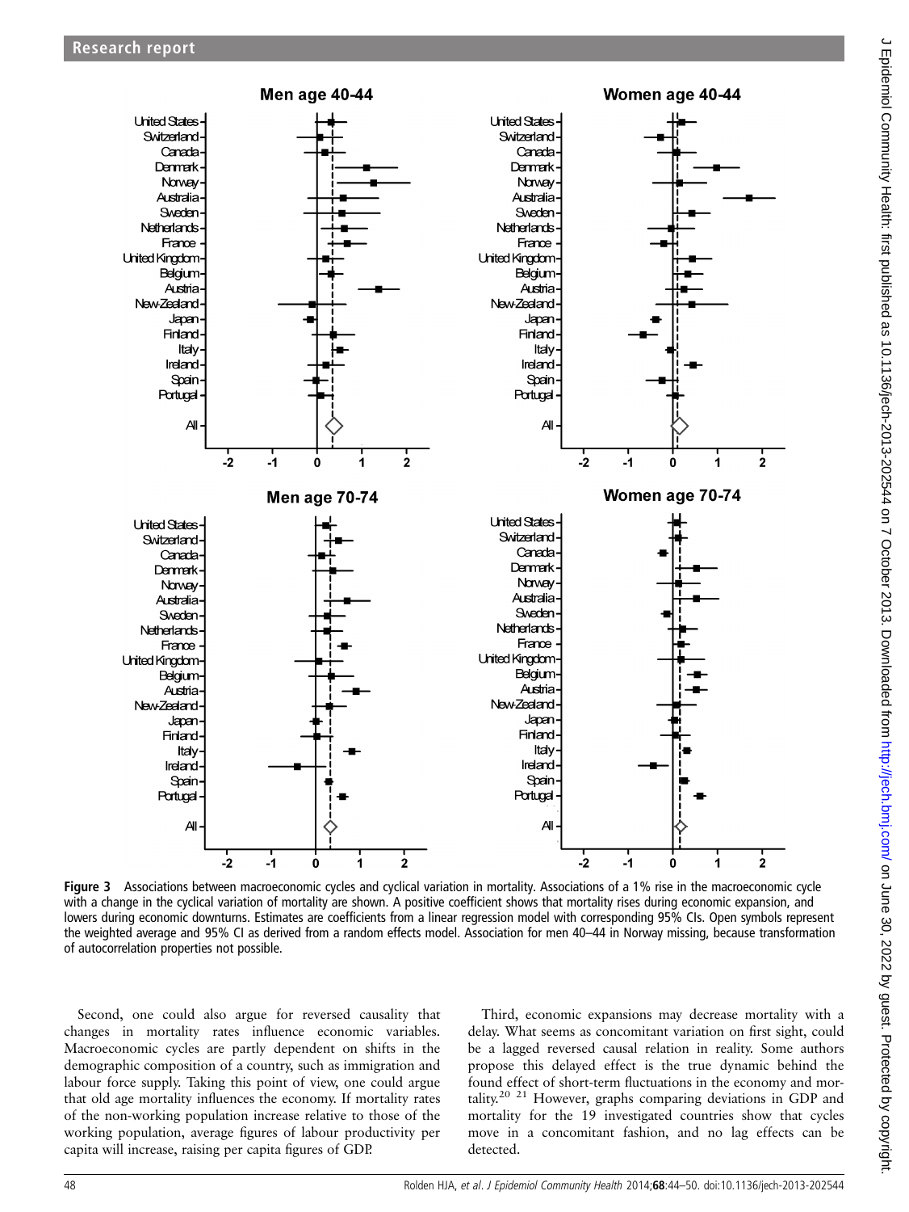**Figure 3** Associations between macroeconomic cycles and cyclical variation in mortality. Associations of a 1% rise in the macroeconomic cycle with a change in the cyclical variation of mortality are shown. A positive coefficient shows that mortality rises during economic expansion, and lowers during economic downturns. Estimates are coefficients from a linear regression model with corresponding 95% CIs. Open symbols represent the weighted average and 95% CI as derived from a random effects model. Association for men 40–44 in Norway missing, because transformation of autocorrelation properties not possible.

Second, one could also argue for reversed causality that changes in mortality rates influence economic variables. Macroeconomic cycles are partly dependent on shifts in the demographic composition of a country, such as immigration and labour force supply. Taking this point of view, one could argue that old age mortality influences the economy. If mortality rates of the non-working population increase relative to those of the working population, average figures of labour productivity per capita will increase, raising per capita figures of GDP.

Third, economic expansions may decrease mortality with a delay. What seems as concomitant variation on first sight, could be a lagged reversed causal relation in reality. Some authors propose this delayed effect is the true dynamic behind the found effect of short-term fluctuations in the economy and mortality.[20 21] However, graphs comparing deviations in GDP and mortality for the 19 investigated countries show that cycles move in a concomitant fashion, and no lag effects can be detected.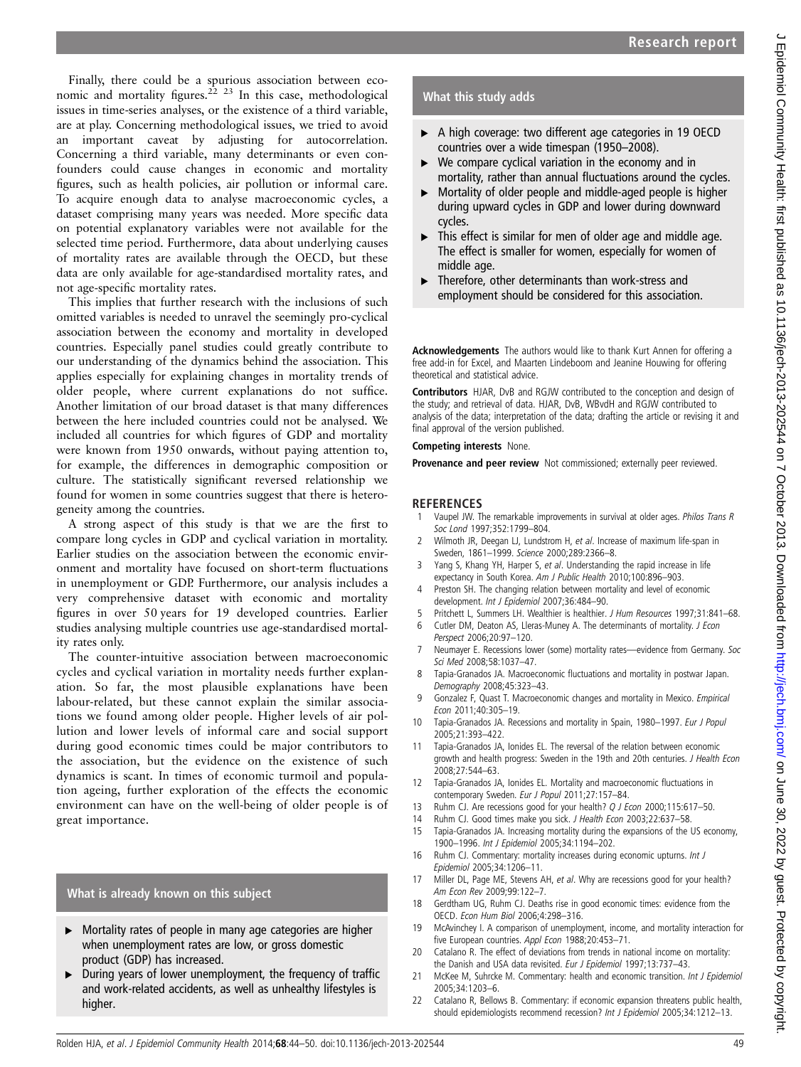Finally, there could be a spurious association between economic and mortality figures.[22 23] In this case, methodological issues in time-series analyses, or the existence of a third variable, are at play. Concerning methodological issues, we tried to avoid an important caveat by adjusting for autocorrelation. Concerning a third variable, many determinants or even confounders could cause changes in economic and mortality figures, such as health policies, air pollution or informal care. To acquire enough data to analyse macroeconomic cycles, a dataset comprising many years was needed. More specific data on potential explanatory variables were not available for the selected time period. Furthermore, data about underlying causes of mortality rates are available through the OECD, but these data are only available for age-standardised mortality rates, and not age-specific mortality rates.

This implies that further research with the inclusions of such omitted variables is needed to unravel the seemingly pro-cyclical association between the economy and mortality in developed countries. Especially panel studies could greatly contribute to our understanding of the dynamics behind the association. This applies especially for explaining changes in mortality trends of older people, where current explanations do not suffice. Another limitation of our broad dataset is that many differences between the here included countries could not be analysed. We included all countries for which figures of GDP and mortality were known from 1950 onwards, without paying attention to, for example, the differences in demographic composition or culture. The statistically significant reversed relationship we found for women in some countries suggest that there is heterogeneity among the countries.

A strong aspect of this study is that we are the first to compare long cycles in GDP and cyclical variation in mortality. Earlier studies on the association between the economic environment and mortality have focused on short-term fluctuations in unemployment or GDP. Furthermore, our analysis includes a very comprehensive dataset with economic and mortality figures in over 50 years for 19 developed countries. Earlier studies analysing multiple countries use age-standardised mortality rates only.

The counter-intuitive association between macroeconomic cycles and cyclical variation in mortality needs further explanation. So far, the most plausible explanations have been labour-related, but these cannot explain the similar associations we found among older people. Higher levels of air pollution and lower levels of informal care and social support during good economic times could be major contributors to the association, but the evidence on the existence of such dynamics is scant. In times of economic turmoil and population ageing, further exploration of the effects the economic environment can have on the well-being of older people is of great importance.

### What is already known on this subject

- Mortality rates of people in many age categories are higher when unemployment rates are low, or gross domestic product (GDP) has increased.
- During years of lower unemployment, the frequency of traffic and work-related accidents, as well as unhealthy lifestyles is higher.

### What this study adds

- A high coverage: two different age categories in 19 OECD countries over a wide timespan (1950–2008).
- We compare cyclical variation in the economy and in mortality, rather than annual fluctuations around the cycles.
- Mortality of older people and middle-aged people is higher during upward cycles in GDP and lower during downward cycles.
- This effect is similar for men of older age and middle age. The effect is smaller for women, especially for women of middle age.
- Therefore, other determinants than work-stress and employment should be considered for this association.

**Acknowledgements** The authors would like to thank Kurt Annen for offering a free add-in for Excel, and Maarten Lindeboom and Jeanine Houwing for offering theoretical and statistical advice.

**Contributors** HJAR, DvB and RGJW contributed to the conception and design of the study; and retrieval of data. HJAR, DvB, WBvdH and RGJW contributed to analysis of the data; interpretation of the data; drafting the article or revising it and final approval of the version published.

**Competing interests** None.

**Provenance and peer review** Not commissioned; externally peer reviewed.

## REFERENCES

1. Vaupel JW. The remarkable improvements in survival at older ages. *Philos Trans R Soc Lond* 1997;352:1799–804.
2. Wilmoth JR, Deegan LJ, Lundstrom H, *et al*. Increase of maximum life-span in Sweden, 1861–1999. *Science* 2000;289:2366–8.
3. Yang S, Khang YH, Harper S, *et al*. Understanding the rapid increase in life expectancy in South Korea. *Am J Public Health* 2010;100:896–903.
4. Preston SH. The changing relation between mortality and level of economic development. *Int J Epidemiol* 2007;36:484–90.
5. Pritchett L, Summers LH. Wealthier is healthier. *J Hum Resources* 1997;31:841–68.
6. Cutler DM, Deaton AS, Lleras-Muney A. The determinants of mortality. *J Econ Perspect* 2006;20:97–120.
7. Neumayer E. Recessions lower (some) mortality rates—evidence from Germany. *Soc Sci Med* 2008;58:1037–47.
8. Tapia-Granados JA. Macroeconomic fluctuations and mortality in postwar Japan. *Demography* 2008;45:323–43.
9. Gonzalez F, Quast T. Macroeconomic changes and mortality in Mexico. *Empirical Econ* 2011;40:305–19.
10. Tapia-Granados JA. Recessions and mortality in Spain, 1980–1997. *Eur J Popul* 2005;21:393–422.
11. Tapia-Granados JA, Ionides EL. The reversal of the relation between economic growth and health progress: Sweden in the 19th and 20th centuries. *J Health Econ* 2008;27:544–63.
12. Tapia-Granados JA, Ionides EL. Mortality and macroeconomic fluctuations in contemporary Sweden. *Eur J Popul* 2011;27:157–84.
13. Ruhm CJ. Are recessions good for your health? *Q J Econ* 2000;115:617–50.
14. Ruhm CJ. Good times make you sick. *J Health Econ* 2003;22:637–58.
15. Tapia-Granados JA. Increasing mortality during the expansions of the US economy, 1900–1996. *Int J Epidemiol* 2005;34:1194–202.
16. Ruhm CJ. Commentary: mortality increases during economic upturns. *Int J Epidemiol* 2005;34:1206–11.
17. Miller DL, Page ME, Stevens AH, *et al*. Why are recessions good for your health? *Am Econ Rev* 2009;99:122–7.
18. Gerdtham UG, Ruhm CJ. Deaths rise in good economic times: evidence from the OECD. *Econ Hum Biol* 2006;4:298–316.
19. McAvinchey I. A comparison of unemployment, income, and mortality interaction for five European countries. *Appl Econ* 1988;20:453–71.
20. Catalano R. The effect of deviations from trends in national income on mortality: the Danish and USA data revisited. *Eur J Epidemiol* 1997;13:737–43.
21. McKee M, Suhrcke M. Commentary: health and economic transition. *Int J Epidemiol* 2005;34:1203–6.
22. Catalano R, Bellows B. Commentary: if economic expansion threatens public health, should epidemiologists recommend recession? *Int J Epidemiol* 2005;34:1212–13.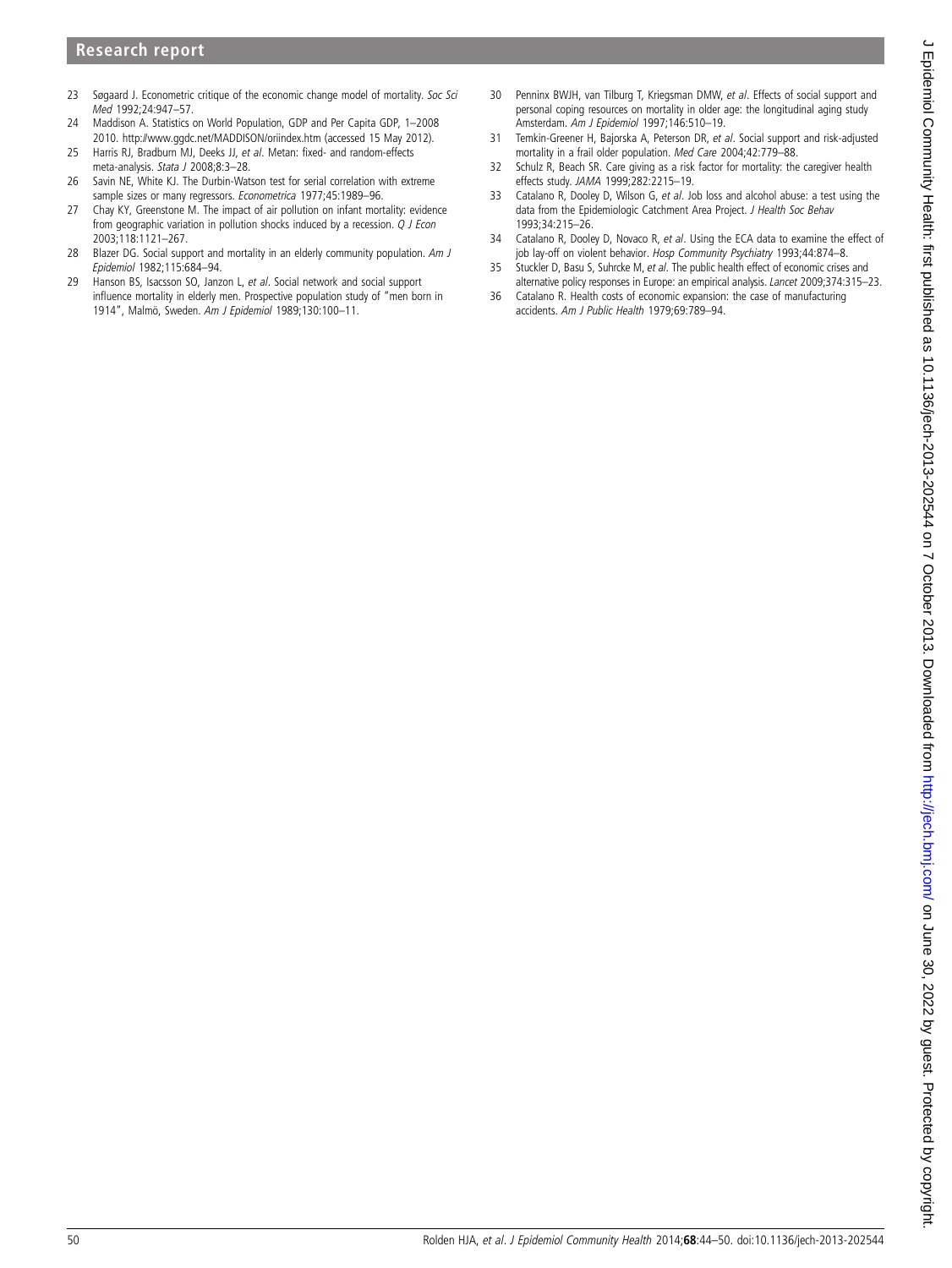23 Søgaard J. Econometric critique of the economic change model of mortality. *Soc Sci Med* 1992;24:947–57.
24 Maddison A. Statistics on World Population, GDP and Per Capita GDP, 1–2008 2010. http://www.ggdc.net/MADDISON/oriindex.htm (accessed 15 May 2012).
25 Harris RJ, Bradburn MJ, Deeks JJ, *et al*. Metan: fixed- and random-effects meta-analysis. *Stata J* 2008;8:3–28.
26 Savin NE, White KJ. The Durbin-Watson test for serial correlation with extreme sample sizes or many regressors. *Econometrica* 1977;45:1989–96.
27 Chay KY, Greenstone M. The impact of air pollution on infant mortality: evidence from geographic variation in pollution shocks induced by a recession. *Q J Econ* 2003;118:1121–267.
28 Blazer DG. Social support and mortality in an elderly community population. *Am J Epidemiol* 1982;115:684–94.
29 Hanson BS, Isacsson SO, Janzon L, *et al*. Social network and social support influence mortality in elderly men. Prospective population study of "men born in 1914", Malmö, Sweden. *Am J Epidemiol* 1989;130:100–11.
30 Penninx BWJH, van Tilburg T, Kriegsman DMW, *et al*. Effects of social support and personal coping resources on mortality in older age: the longitudinal aging study Amsterdam. *Am J Epidemiol* 1997;146:510–19.
31 Temkin-Greener H, Bajorska A, Peterson DR, *et al*. Social support and risk-adjusted mortality in a frail older population. *Med Care* 2004;42:779–88.
32 Schulz R, Beach SR. Care giving as a risk factor for mortality: the caregiver health effects study. *JAMA* 1999;282:2215–19.
33 Catalano R, Dooley D, Wilson G, *et al*. Job loss and alcohol abuse: a test using the data from the Epidemiologic Catchment Area Project. *J Health Soc Behav* 1993;34:215–26.
34 Catalano R, Dooley D, Novaco R, *et al*. Using the ECA data to examine the effect of job lay-off on violent behavior. *Hosp Community Psychiatry* 1993;44:874–8.
35 Stuckler D, Basu S, Suhrcke M, *et al*. The public health effect of economic crises and alternative policy responses in Europe: an empirical analysis. *Lancet* 2009;374:315–23.
36 Catalano R. Health costs of economic expansion: the case of manufacturing accidents. *Am J Public Health* 1979;69:789–94.